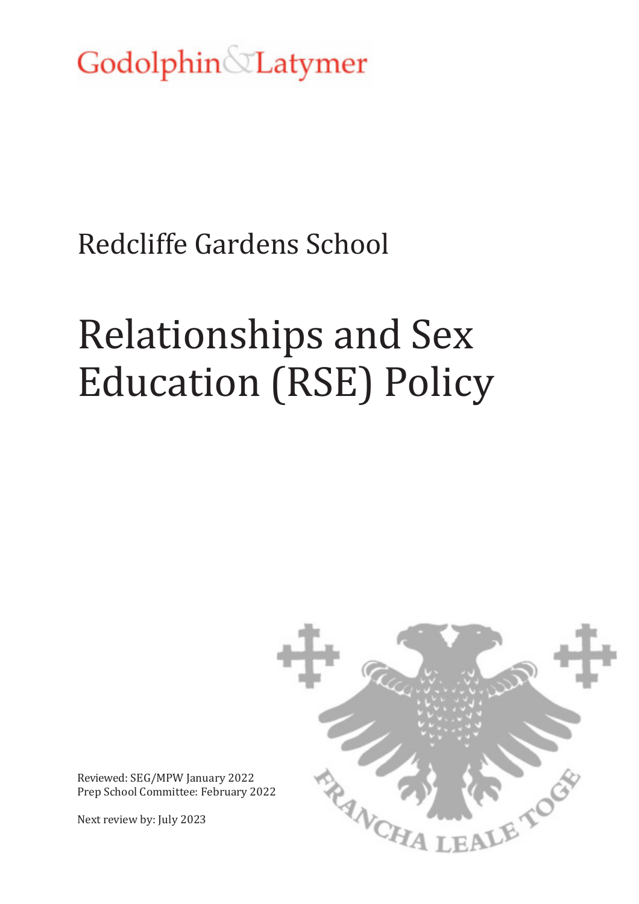Godolphin & Latymer

Redcliffe Gardens School

# Relationships and Sex Education (RSE) Policy

Reviewed: SEG/MPW January 2022
Prep School Committee: February 2022

Next review by: July 2023

FRANCHA LEALE TOGE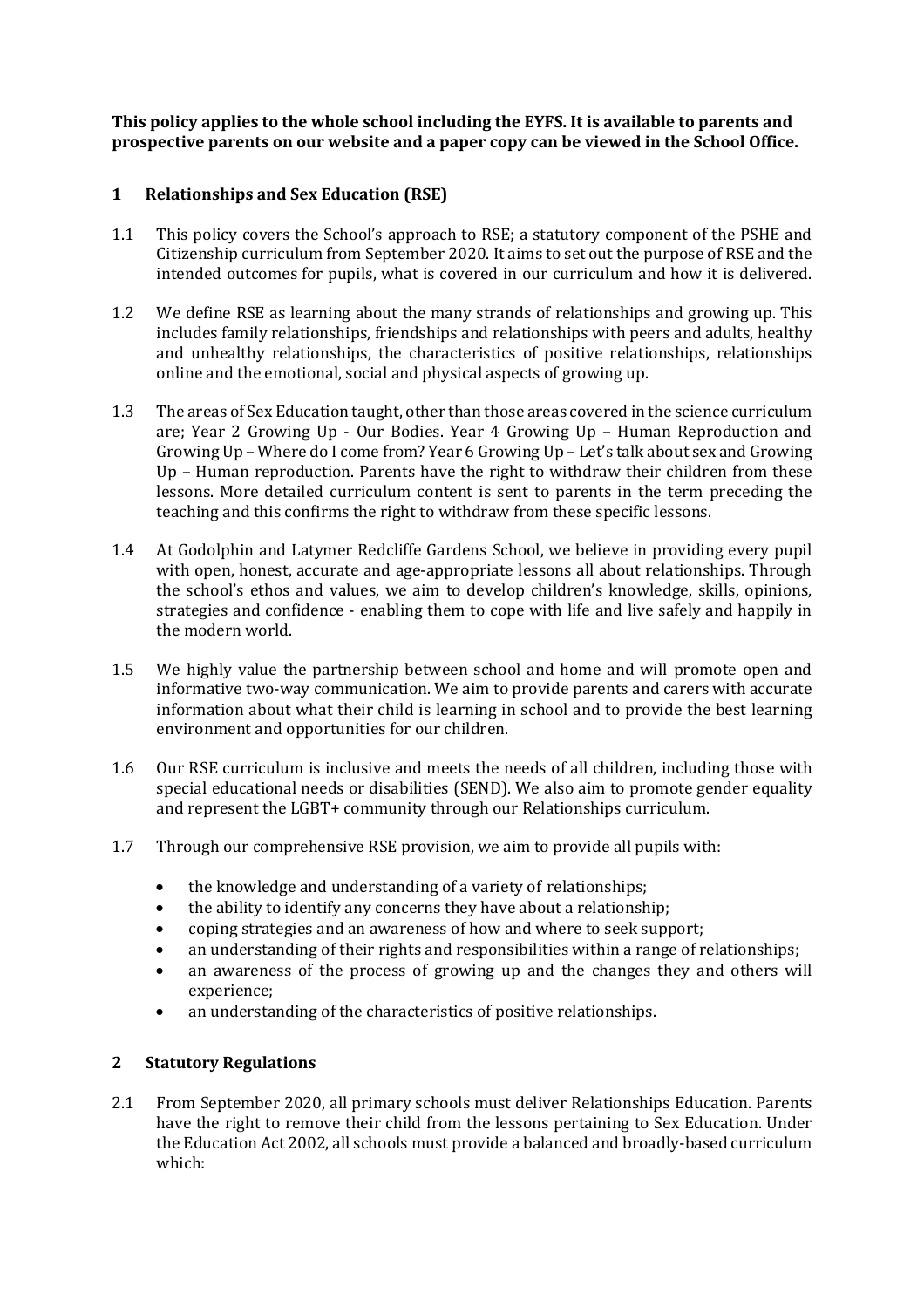**This policy applies to the whole school including the EYFS. It is available to parents and prospective parents on our website and a paper copy can be viewed in the School Office.**

## 1 Relationships and Sex Education (RSE)

1.1 This policy covers the School's approach to RSE; a statutory component of the PSHE and Citizenship curriculum from September 2020. It aims to set out the purpose of RSE and the intended outcomes for pupils, what is covered in our curriculum and how it is delivered.

1.2 We define RSE as learning about the many strands of relationships and growing up. This includes family relationships, friendships and relationships with peers and adults, healthy and unhealthy relationships, the characteristics of positive relationships, relationships online and the emotional, social and physical aspects of growing up.

1.3 The areas of Sex Education taught, other than those areas covered in the science curriculum are; Year 2 Growing Up - Our Bodies. Year 4 Growing Up – Human Reproduction and Growing Up – Where do I come from? Year 6 Growing Up – Let's talk about sex and Growing Up – Human reproduction. Parents have the right to withdraw their children from these lessons. More detailed curriculum content is sent to parents in the term preceding the teaching and this confirms the right to withdraw from these specific lessons.

1.4 At Godolphin and Latymer Redcliffe Gardens School, we believe in providing every pupil with open, honest, accurate and age-appropriate lessons all about relationships. Through the school's ethos and values, we aim to develop children's knowledge, skills, opinions, strategies and confidence - enabling them to cope with life and live safely and happily in the modern world.

1.5 We highly value the partnership between school and home and will promote open and informative two-way communication. We aim to provide parents and carers with accurate information about what their child is learning in school and to provide the best learning environment and opportunities for our children.

1.6 Our RSE curriculum is inclusive and meets the needs of all children, including those with special educational needs or disabilities (SEND). We also aim to promote gender equality and represent the LGBT+ community through our Relationships curriculum.

1.7 Through our comprehensive RSE provision, we aim to provide all pupils with:

- the knowledge and understanding of a variety of relationships;
- the ability to identify any concerns they have about a relationship;
- coping strategies and an awareness of how and where to seek support;
- an understanding of their rights and responsibilities within a range of relationships;
- an awareness of the process of growing up and the changes they and others will experience;
- an understanding of the characteristics of positive relationships.

## 2 Statutory Regulations

2.1 From September 2020, all primary schools must deliver Relationships Education. Parents have the right to remove their child from the lessons pertaining to Sex Education. Under the Education Act 2002, all schools must provide a balanced and broadly-based curriculum which: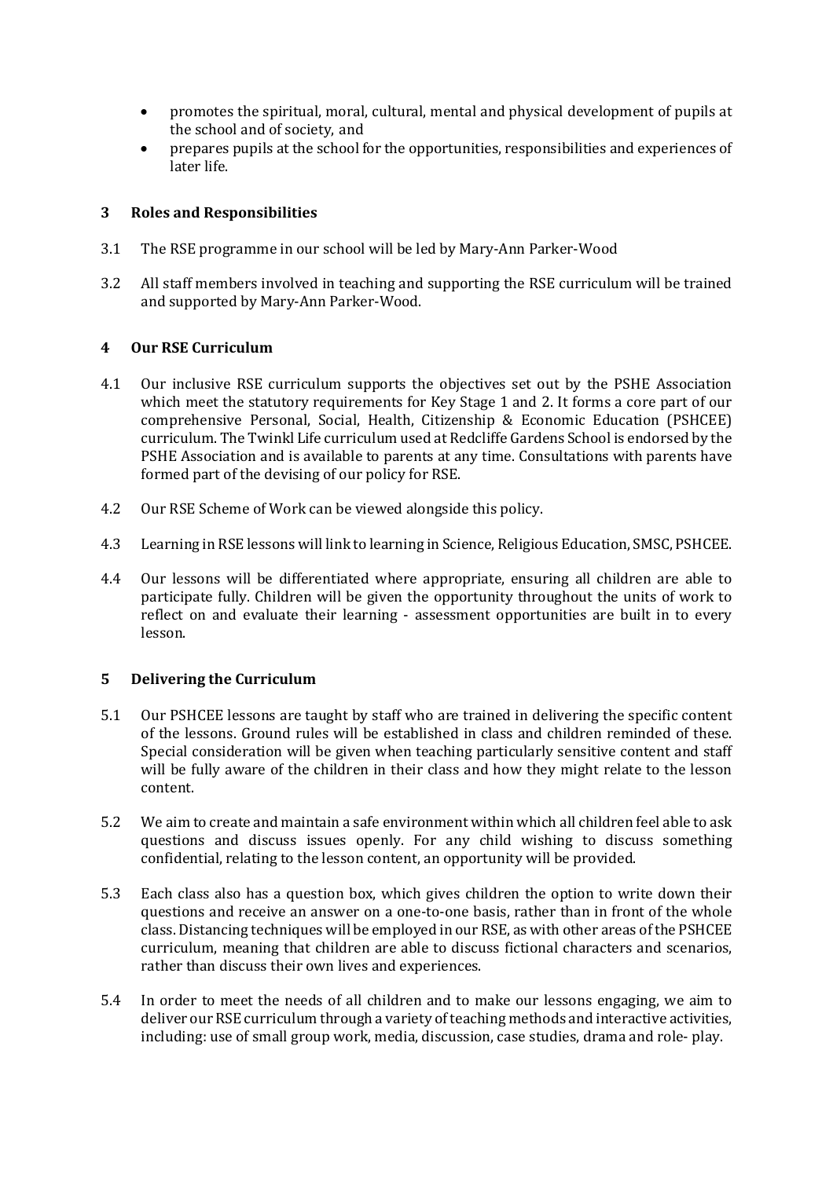- promotes the spiritual, moral, cultural, mental and physical development of pupils at the school and of society, and
- prepares pupils at the school for the opportunities, responsibilities and experiences of later life.

## 3 Roles and Responsibilities

3.1 The RSE programme in our school will be led by Mary-Ann Parker-Wood

3.2 All staff members involved in teaching and supporting the RSE curriculum will be trained and supported by Mary-Ann Parker-Wood.

## 4 Our RSE Curriculum

4.1 Our inclusive RSE curriculum supports the objectives set out by the PSHE Association which meet the statutory requirements for Key Stage 1 and 2. It forms a core part of our comprehensive Personal, Social, Health, Citizenship & Economic Education (PSHCEE) curriculum. The Twinkl Life curriculum used at Redcliffe Gardens School is endorsed by the PSHE Association and is available to parents at any time. Consultations with parents have formed part of the devising of our policy for RSE.

4.2 Our RSE Scheme of Work can be viewed alongside this policy.

4.3 Learning in RSE lessons will link to learning in Science, Religious Education, SMSC, PSHCEE.

4.4 Our lessons will be differentiated where appropriate, ensuring all children are able to participate fully. Children will be given the opportunity throughout the units of work to reflect on and evaluate their learning - assessment opportunities are built in to every lesson.

## 5 Delivering the Curriculum

5.1 Our PSHCEE lessons are taught by staff who are trained in delivering the specific content of the lessons. Ground rules will be established in class and children reminded of these. Special consideration will be given when teaching particularly sensitive content and staff will be fully aware of the children in their class and how they might relate to the lesson content.

5.2 We aim to create and maintain a safe environment within which all children feel able to ask questions and discuss issues openly. For any child wishing to discuss something confidential, relating to the lesson content, an opportunity will be provided.

5.3 Each class also has a question box, which gives children the option to write down their questions and receive an answer on a one-to-one basis, rather than in front of the whole class. Distancing techniques will be employed in our RSE, as with other areas of the PSHCEE curriculum, meaning that children are able to discuss fictional characters and scenarios, rather than discuss their own lives and experiences.

5.4 In order to meet the needs of all children and to make our lessons engaging, we aim to deliver our RSE curriculum through a variety of teaching methods and interactive activities, including: use of small group work, media, discussion, case studies, drama and role- play.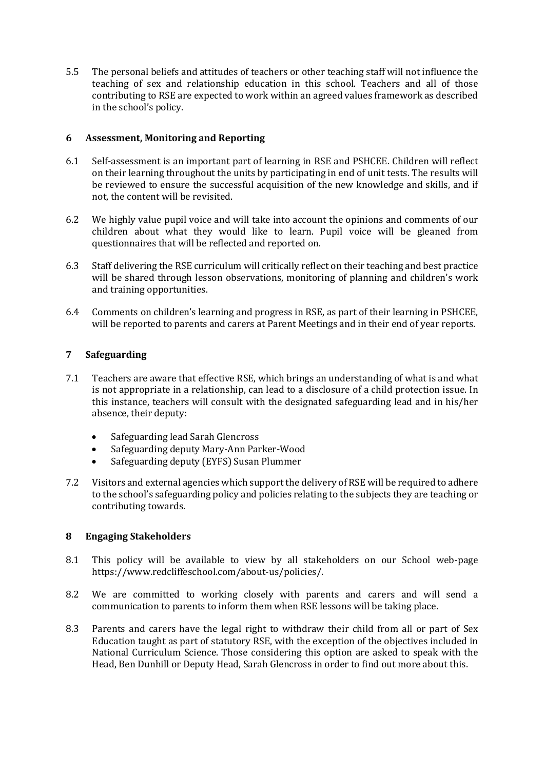5.5 The personal beliefs and attitudes of teachers or other teaching staff will not influence the teaching of sex and relationship education in this school. Teachers and all of those contributing to RSE are expected to work within an agreed values framework as described in the school's policy.

## 6 Assessment, Monitoring and Reporting

6.1 Self-assessment is an important part of learning in RSE and PSHCEE. Children will reflect on their learning throughout the units by participating in end of unit tests. The results will be reviewed to ensure the successful acquisition of the new knowledge and skills, and if not, the content will be revisited.

6.2 We highly value pupil voice and will take into account the opinions and comments of our children about what they would like to learn. Pupil voice will be gleaned from questionnaires that will be reflected and reported on.

6.3 Staff delivering the RSE curriculum will critically reflect on their teaching and best practice will be shared through lesson observations, monitoring of planning and children's work and training opportunities.

6.4 Comments on children's learning and progress in RSE, as part of their learning in PSHCEE, will be reported to parents and carers at Parent Meetings and in their end of year reports.

## 7 Safeguarding

7.1 Teachers are aware that effective RSE, which brings an understanding of what is and what is not appropriate in a relationship, can lead to a disclosure of a child protection issue. In this instance, teachers will consult with the designated safeguarding lead and in his/her absence, their deputy:

- Safeguarding lead Sarah Glencross
- Safeguarding deputy Mary-Ann Parker-Wood
- Safeguarding deputy (EYFS) Susan Plummer

7.2 Visitors and external agencies which support the delivery of RSE will be required to adhere to the school's safeguarding policy and policies relating to the subjects they are teaching or contributing towards.

## 8 Engaging Stakeholders

8.1 This policy will be available to view by all stakeholders on our School web-page https://www.redcliffeschool.com/about-us/policies/.

8.2 We are committed to working closely with parents and carers and will send a communication to parents to inform them when RSE lessons will be taking place.

8.3 Parents and carers have the legal right to withdraw their child from all or part of Sex Education taught as part of statutory RSE, with the exception of the objectives included in National Curriculum Science. Those considering this option are asked to speak with the Head, Ben Dunhill or Deputy Head, Sarah Glencross in order to find out more about this.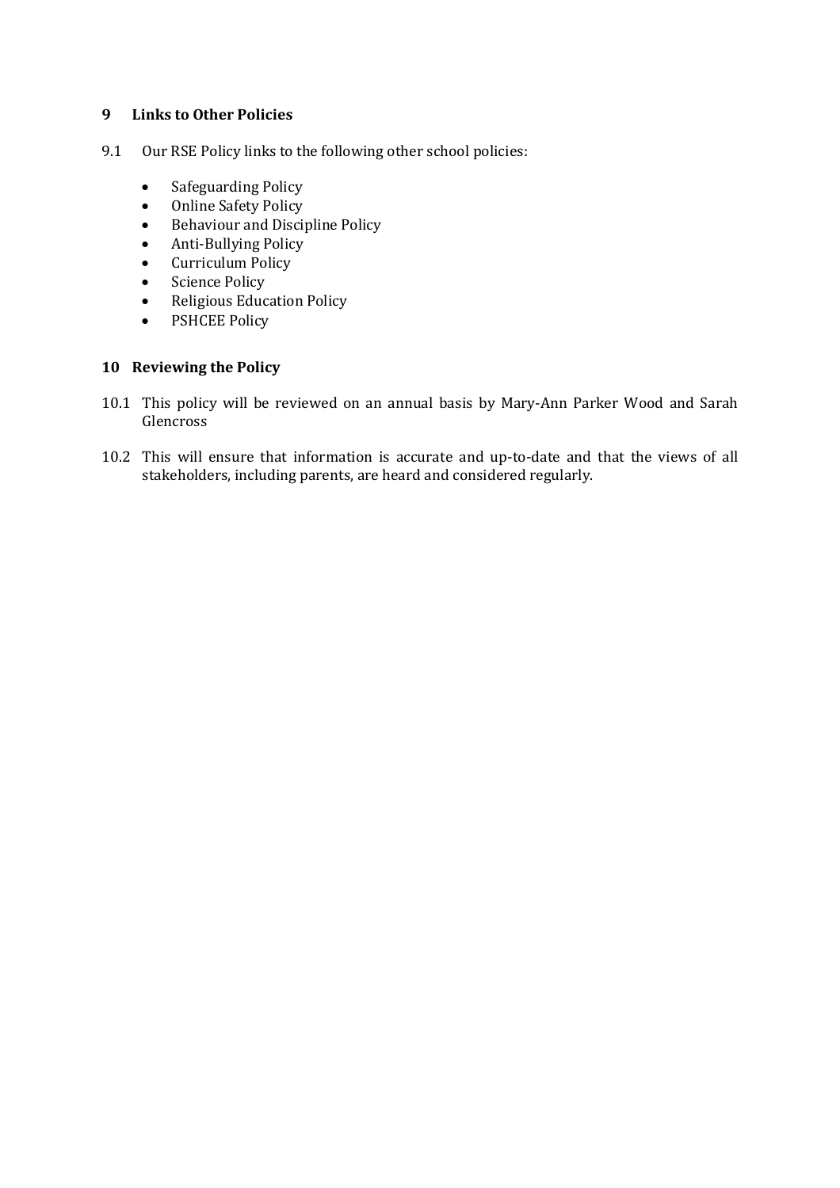## 9 Links to Other Policies

9.1 Our RSE Policy links to the following other school policies:

- Safeguarding Policy
- Online Safety Policy
- Behaviour and Discipline Policy
- Anti-Bullying Policy
- Curriculum Policy
- Science Policy
- Religious Education Policy
- PSHCEE Policy

## 10 Reviewing the Policy

10.1 This policy will be reviewed on an annual basis by Mary-Ann Parker Wood and Sarah Glencross

10.2 This will ensure that information is accurate and up-to-date and that the views of all stakeholders, including parents, are heard and considered regularly.